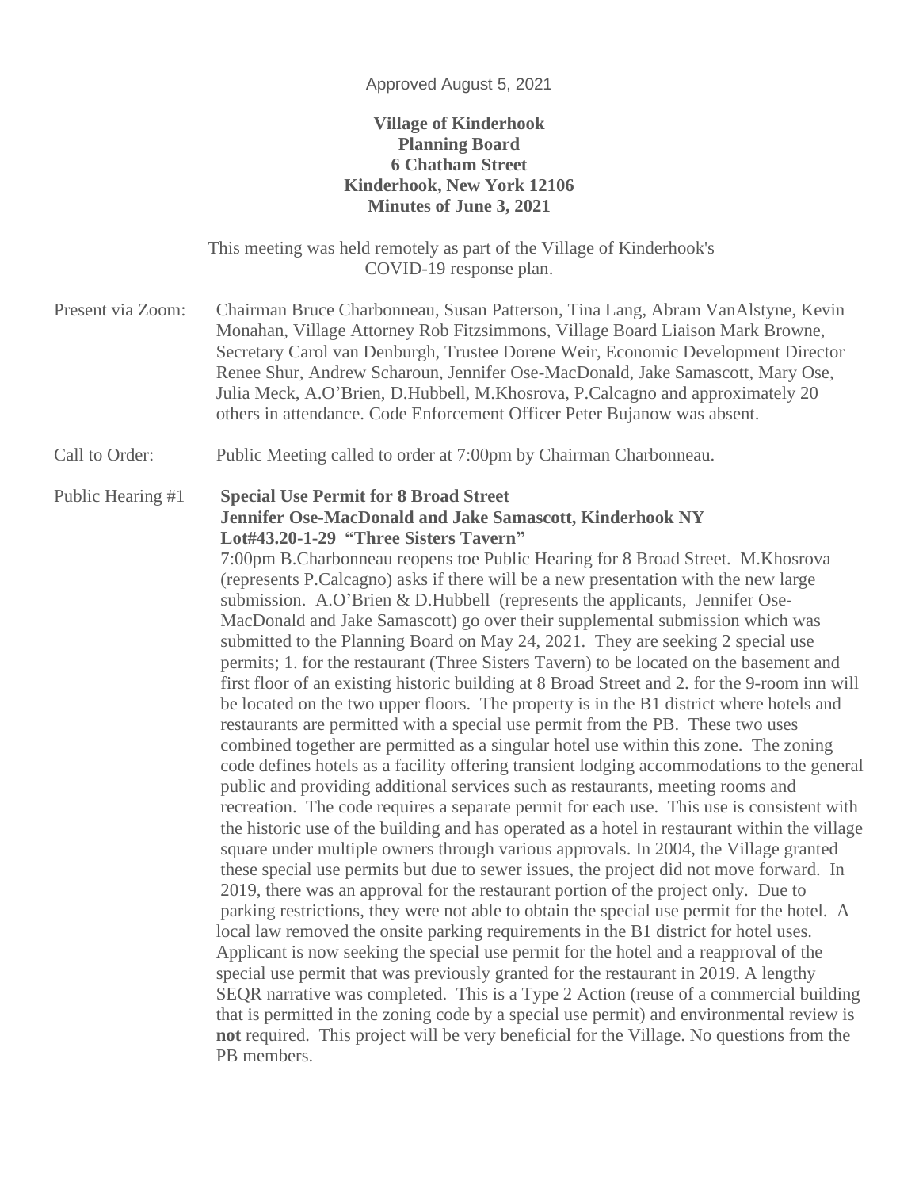Approved August 5, 2021

**Village of Kinderhook**
**Planning Board**
**6 Chatham Street**
**Kinderhook, New York 12106**
**Minutes of June 3, 2021**

This meeting was held remotely as part of the Village of Kinderhook's COVID-19 response plan.

Present via Zoom: Chairman Bruce Charbonneau, Susan Patterson, Tina Lang, Abram VanAlstyne, Kevin Monahan, Village Attorney Rob Fitzsimmons, Village Board Liaison Mark Browne, Secretary Carol van Denburgh, Trustee Dorene Weir, Economic Development Director Renee Shur, Andrew Scharoun, Jennifer Ose-MacDonald, Jake Samascott, Mary Ose, Julia Meck, A.O'Brien, D.Hubbell, M.Khosrova, P.Calcagno and approximately 20 others in attendance. Code Enforcement Officer Peter Bujanow was absent.

Call to Order: Public Meeting called to order at 7:00pm by Chairman Charbonneau.

Public Hearing #1 **Special Use Permit for 8 Broad Street**
**Jennifer Ose-MacDonald and Jake Samascott, Kinderhook NY**
**Lot#43.20-1-29 "Three Sisters Tavern"**

7:00pm B.Charbonneau reopens toe Public Hearing for 8 Broad Street. M.Khosrova (represents P.Calcagno) asks if there will be a new presentation with the new large submission. A.O'Brien & D.Hubbell (represents the applicants, Jennifer Ose-MacDonald and Jake Samascott) go over their supplemental submission which was submitted to the Planning Board on May 24, 2021. They are seeking 2 special use permits; 1. for the restaurant (Three Sisters Tavern) to be located on the basement and first floor of an existing historic building at 8 Broad Street and 2. for the 9-room inn will be located on the two upper floors. The property is in the B1 district where hotels and restaurants are permitted with a special use permit from the PB. These two uses combined together are permitted as a singular hotel use within this zone. The zoning code defines hotels as a facility offering transient lodging accommodations to the general public and providing additional services such as restaurants, meeting rooms and recreation. The code requires a separate permit for each use. This use is consistent with the historic use of the building and has operated as a hotel in restaurant within the village square under multiple owners through various approvals. In 2004, the Village granted these special use permits but due to sewer issues, the project did not move forward. In 2019, there was an approval for the restaurant portion of the project only. Due to parking restrictions, they were not able to obtain the special use permit for the hotel. A local law removed the onsite parking requirements in the B1 district for hotel uses. Applicant is now seeking the special use permit for the hotel and a reapproval of the special use permit that was previously granted for the restaurant in 2019. A lengthy SEQR narrative was completed. This is a Type 2 Action (reuse of a commercial building that is permitted in the zoning code by a special use permit) and environmental review is **not** required. This project will be very beneficial for the Village. No questions from the PB members.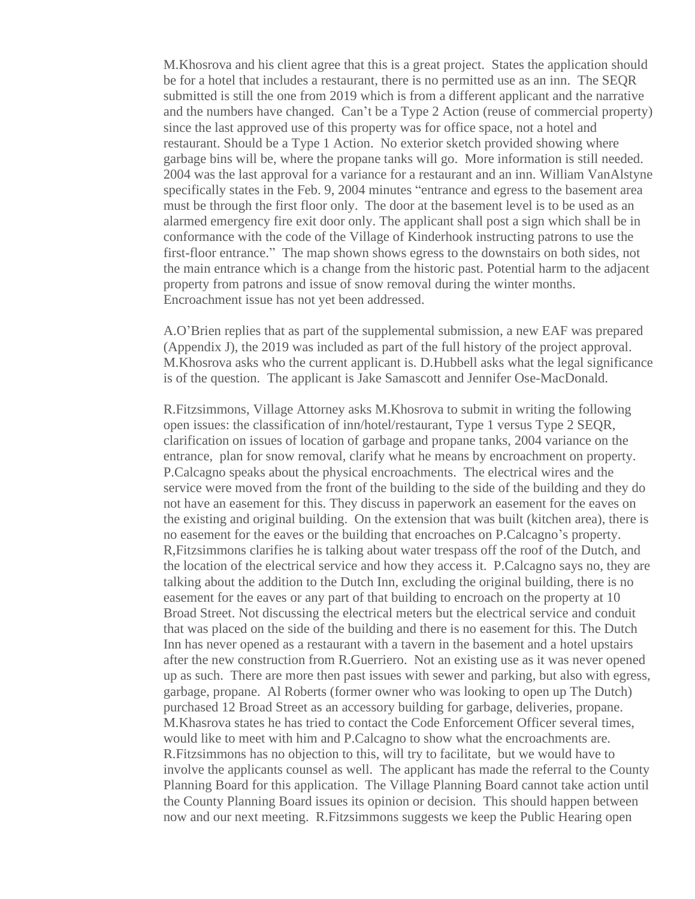M.Khosrova and his client agree that this is a great project. States the application should be for a hotel that includes a restaurant, there is no permitted use as an inn. The SEQR submitted is still the one from 2019 which is from a different applicant and the narrative and the numbers have changed. Can't be a Type 2 Action (reuse of commercial property) since the last approved use of this property was for office space, not a hotel and restaurant. Should be a Type 1 Action. No exterior sketch provided showing where garbage bins will be, where the propane tanks will go. More information is still needed. 2004 was the last approval for a variance for a restaurant and an inn. William VanAlstyne specifically states in the Feb. 9, 2004 minutes "entrance and egress to the basement area must be through the first floor only. The door at the basement level is to be used as an alarmed emergency fire exit door only. The applicant shall post a sign which shall be in conformance with the code of the Village of Kinderhook instructing patrons to use the first-floor entrance." The map shown shows egress to the downstairs on both sides, not the main entrance which is a change from the historic past. Potential harm to the adjacent property from patrons and issue of snow removal during the winter months. Encroachment issue has not yet been addressed.

A.O'Brien replies that as part of the supplemental submission, a new EAF was prepared (Appendix J), the 2019 was included as part of the full history of the project approval. M.Khosrova asks who the current applicant is. D.Hubbell asks what the legal significance is of the question. The applicant is Jake Samascott and Jennifer Ose-MacDonald.

R.Fitzsimmons, Village Attorney asks M.Khosrova to submit in writing the following open issues: the classification of inn/hotel/restaurant, Type 1 versus Type 2 SEQR, clarification on issues of location of garbage and propane tanks, 2004 variance on the entrance, plan for snow removal, clarify what he means by encroachment on property. P.Calcagno speaks about the physical encroachments. The electrical wires and the service were moved from the front of the building to the side of the building and they do not have an easement for this. They discuss in paperwork an easement for the eaves on the existing and original building. On the extension that was built (kitchen area), there is no easement for the eaves or the building that encroaches on P.Calcagno's property. R,Fitzsimmons clarifies he is talking about water trespass off the roof of the Dutch, and the location of the electrical service and how they access it. P.Calcagno says no, they are talking about the addition to the Dutch Inn, excluding the original building, there is no easement for the eaves or any part of that building to encroach on the property at 10 Broad Street. Not discussing the electrical meters but the electrical service and conduit that was placed on the side of the building and there is no easement for this. The Dutch Inn has never opened as a restaurant with a tavern in the basement and a hotel upstairs after the new construction from R.Guerriero. Not an existing use as it was never opened up as such. There are more then past issues with sewer and parking, but also with egress, garbage, propane. Al Roberts (former owner who was looking to open up The Dutch) purchased 12 Broad Street as an accessory building for garbage, deliveries, propane. M.Khasrova states he has tried to contact the Code Enforcement Officer several times, would like to meet with him and P.Calcagno to show what the encroachments are. R.Fitzsimmons has no objection to this, will try to facilitate, but we would have to involve the applicants counsel as well. The applicant has made the referral to the County Planning Board for this application. The Village Planning Board cannot take action until the County Planning Board issues its opinion or decision. This should happen between now and our next meeting. R.Fitzsimmons suggests we keep the Public Hearing open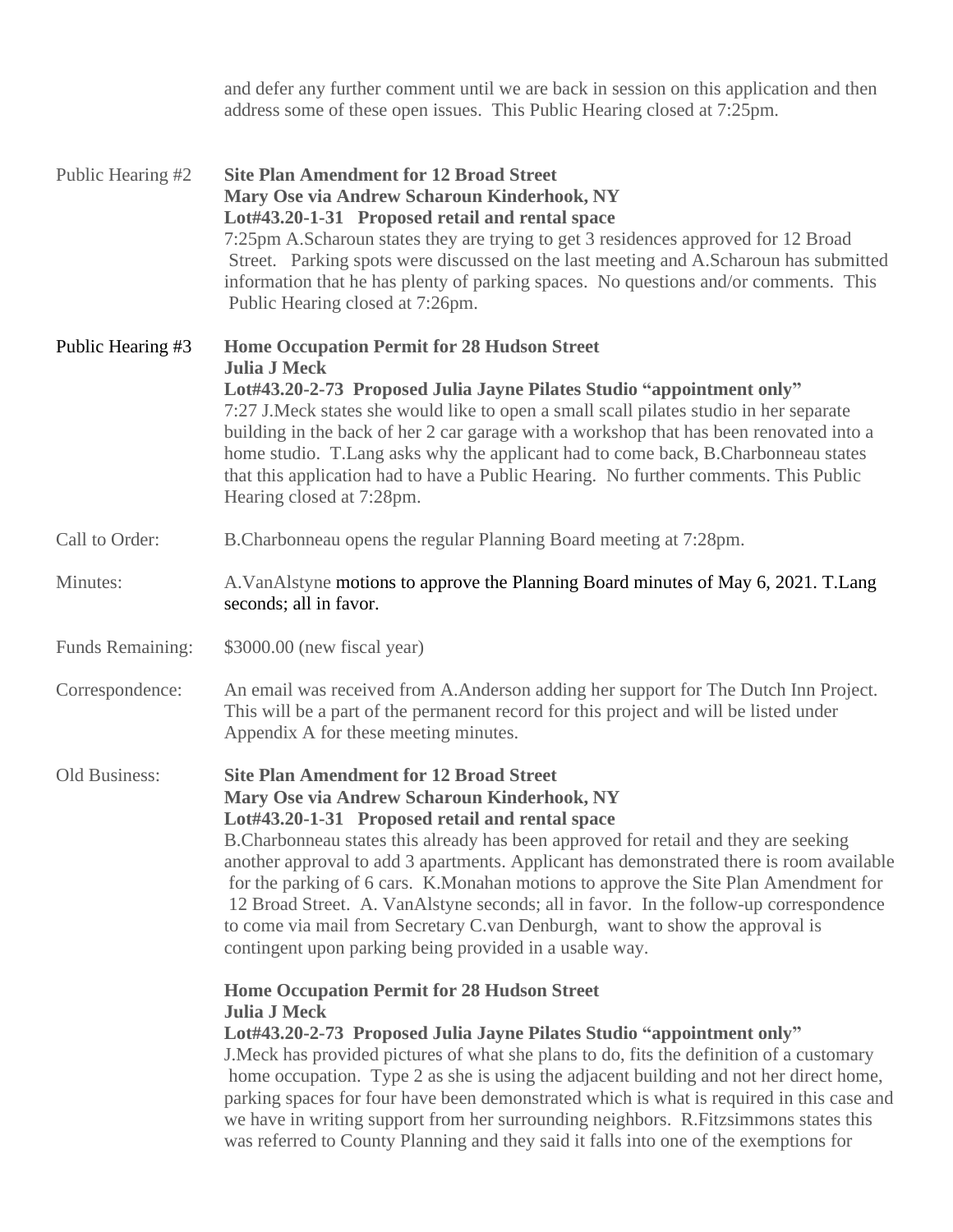and defer any further comment until we are back in session on this application and then address some of these open issues. This Public Hearing closed at 7:25pm.

Public Hearing #2 **Site Plan Amendment for 12 Broad Street**
**Mary Ose via Andrew Scharoun Kinderhook, NY**
**Lot#43.20-1-31 Proposed retail and rental space**
7:25pm A.Scharoun states they are trying to get 3 residences approved for 12 Broad Street. Parking spots were discussed on the last meeting and A.Scharoun has submitted information that he has plenty of parking spaces. No questions and/or comments. This Public Hearing closed at 7:26pm.

Public Hearing #3 **Home Occupation Permit for 28 Hudson Street**
**Julia J Meck**
**Lot#43.20-2-73 Proposed Julia Jayne Pilates Studio "appointment only"**
7:27 J.Meck states she would like to open a small scall pilates studio in her separate building in the back of her 2 car garage with a workshop that has been renovated into a home studio. T.Lang asks why the applicant had to come back, B.Charbonneau states that this application had to have a Public Hearing. No further comments. This Public Hearing closed at 7:28pm.

Call to Order: B.Charbonneau opens the regular Planning Board meeting at 7:28pm.

Minutes: A.VanAlstyne motions to approve the Planning Board minutes of May 6, 2021. T.Lang seconds; all in favor.

Funds Remaining: $3000.00 (new fiscal year)

Correspondence: An email was received from A.Anderson adding her support for The Dutch Inn Project. This will be a part of the permanent record for this project and will be listed under Appendix A for these meeting minutes.

Old Business: **Site Plan Amendment for 12 Broad Street**
**Mary Ose via Andrew Scharoun Kinderhook, NY**
**Lot#43.20-1-31 Proposed retail and rental space**
B.Charbonneau states this already has been approved for retail and they are seeking another approval to add 3 apartments. Applicant has demonstrated there is room available for the parking of 6 cars. K.Monahan motions to approve the Site Plan Amendment for 12 Broad Street. A. VanAlstyne seconds; all in favor. In the follow-up correspondence to come via mail from Secretary C.van Denburgh, want to show the approval is contingent upon parking being provided in a usable way.

**Home Occupation Permit for 28 Hudson Street**
**Julia J Meck**
**Lot#43.20-2-73 Proposed Julia Jayne Pilates Studio "appointment only"**
J.Meck has provided pictures of what she plans to do, fits the definition of a customary home occupation. Type 2 as she is using the adjacent building and not her direct home, parking spaces for four have been demonstrated which is what is required in this case and we have in writing support from her surrounding neighbors. R.Fitzsimmons states this was referred to County Planning and they said it falls into one of the exemptions for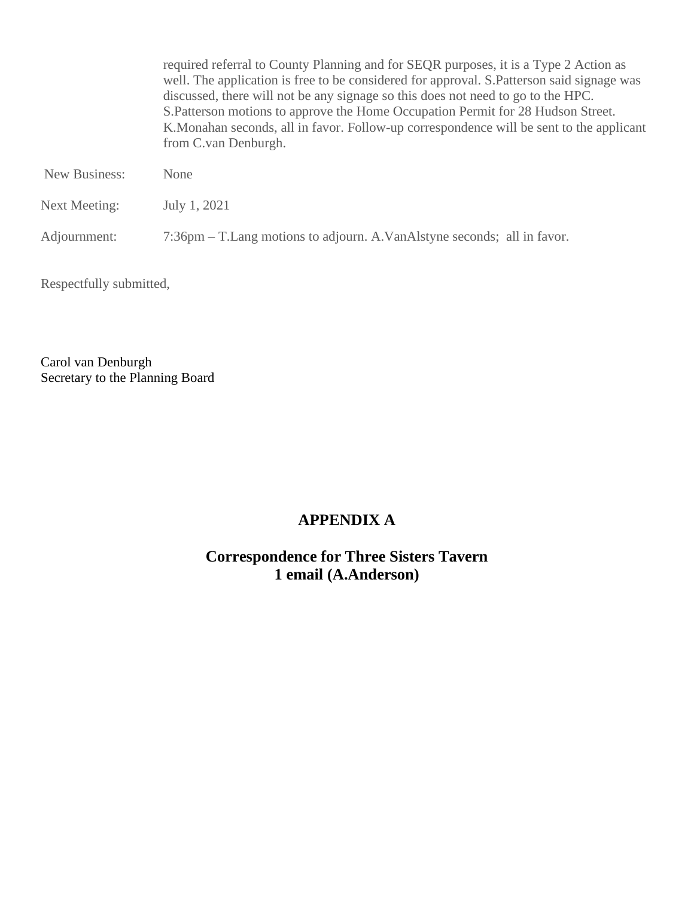required referral to County Planning and for SEQR purposes, it is a Type 2 Action as well. The application is free to be considered for approval. S.Patterson said signage was discussed, there will not be any signage so this does not need to go to the HPC. S.Patterson motions to approve the Home Occupation Permit for 28 Hudson Street. K.Monahan seconds, all in favor. Follow-up correspondence will be sent to the applicant from C.van Denburgh.

New Business: None

Next Meeting: July 1, 2021

Adjournment: 7:36pm – T.Lang motions to adjourn. A.VanAlstyne seconds; all in favor.

Respectfully submitted,

Carol van Denburgh
Secretary to the Planning Board

## APPENDIX A

**Correspondence for Three Sisters Tavern**
**1 email (A.Anderson)**